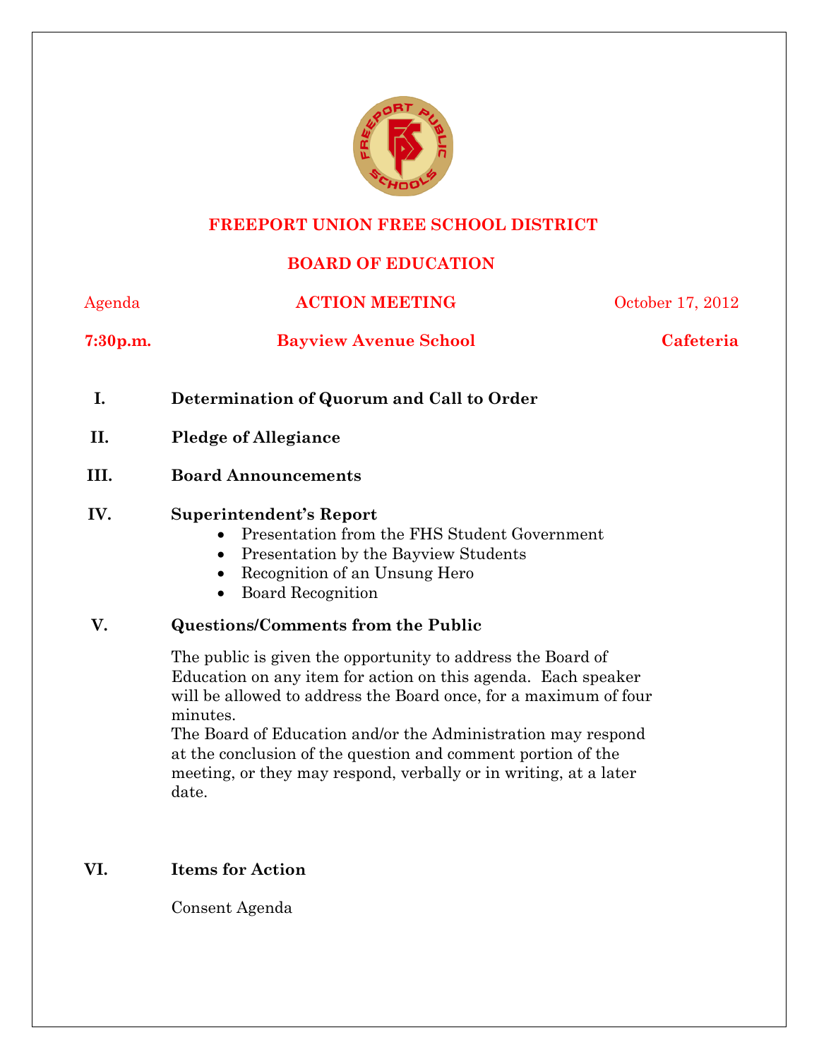# FREEPORT UNION FREE SCHOOL DISTRICT

## BOARD OF EDUCATION

Agenda | **ACTION MEETING** | October 17, 2012

**7:30p.m.** | **Bayview Avenue School** | **Cafeteria**

**I. Determination of Quorum and Call to Order**

**II. Pledge of Allegiance**

**III. Board Announcements**

**IV. Superintendent's Report**

- Presentation from the FHS Student Government
- Presentation by the Bayview Students
- Recognition of an Unsung Hero
- Board Recognition

**V. Questions/Comments from the Public**

The public is given the opportunity to address the Board of Education on any item for action on this agenda. Each speaker will be allowed to address the Board once, for a maximum of four minutes.
The Board of Education and/or the Administration may respond at the conclusion of the question and comment portion of the meeting, or they may respond, verbally or in writing, at a later date.

**VI. Items for Action**

Consent Agenda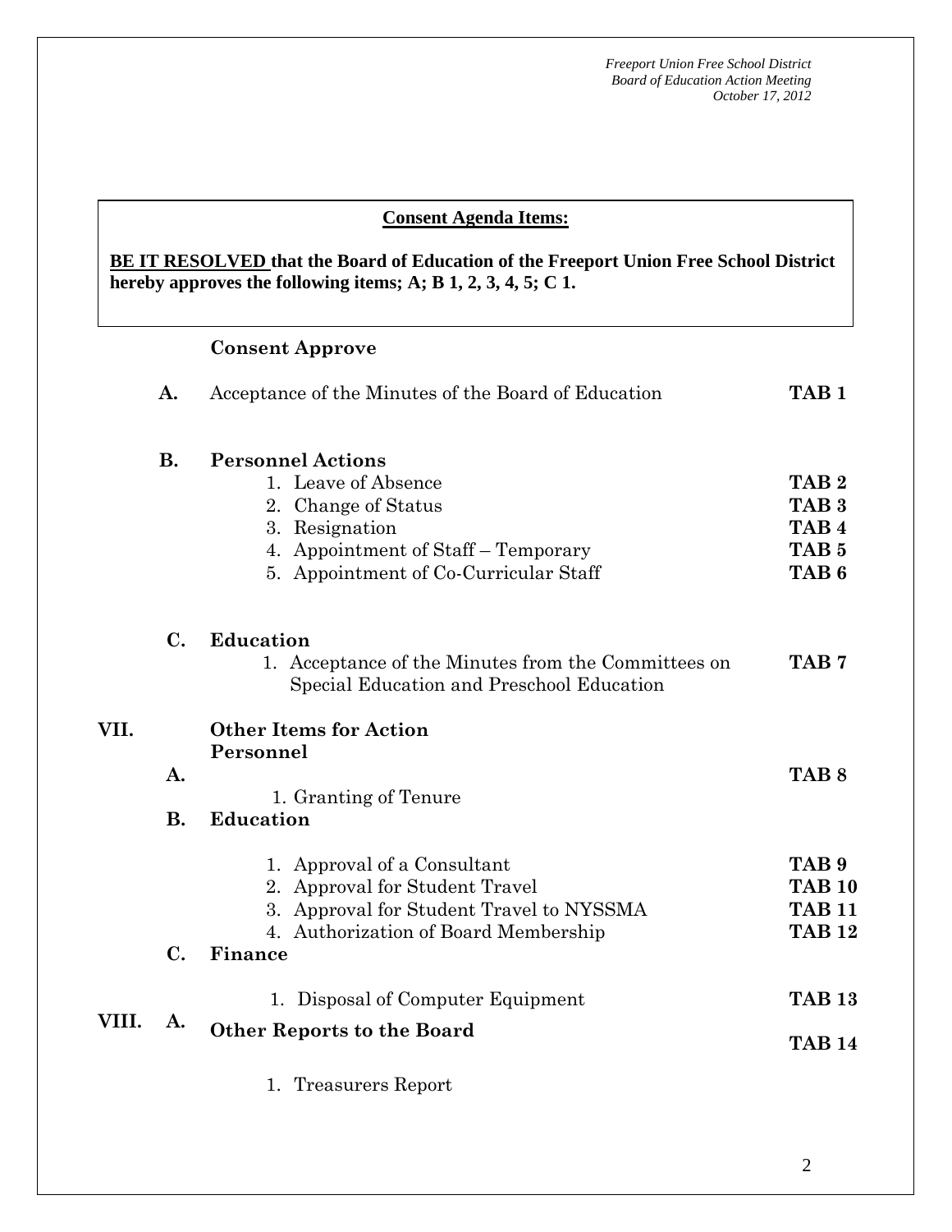**Consent Agenda Items:**

**BE IT RESOLVED that the Board of Education of the Freeport Union Free School District hereby approves the following items; A; B 1, 2, 3, 4, 5; C 1.**

**Consent Approve**

**A.** Acceptance of the Minutes of the Board of Education **TAB 1**

**B. Personnel Actions**

1. Leave of Absence **TAB 2**
2. Change of Status **TAB 3**
3. Resignation **TAB 4**
4. Appointment of Staff – Temporary **TAB 5**
5. Appointment of Co-Curricular Staff **TAB 6**

**C. Education**

1. Acceptance of the Minutes from the Committees on Special Education and Preschool Education **TAB 7**

**VII. Other Items for Action**

**A. Personnel**

1. Granting of Tenure **TAB 8**

**B. Education**

1. Approval of a Consultant **TAB 9**
2. Approval for Student Travel **TAB 10**
3. Approval for Student Travel to NYSSMA **TAB 11**
4. Authorization of Board Membership **TAB 12**

**C. Finance**

1. Disposal of Computer Equipment **TAB 13**

**VIII. A. Other Reports to the Board**

1. Treasurers Report **TAB 14**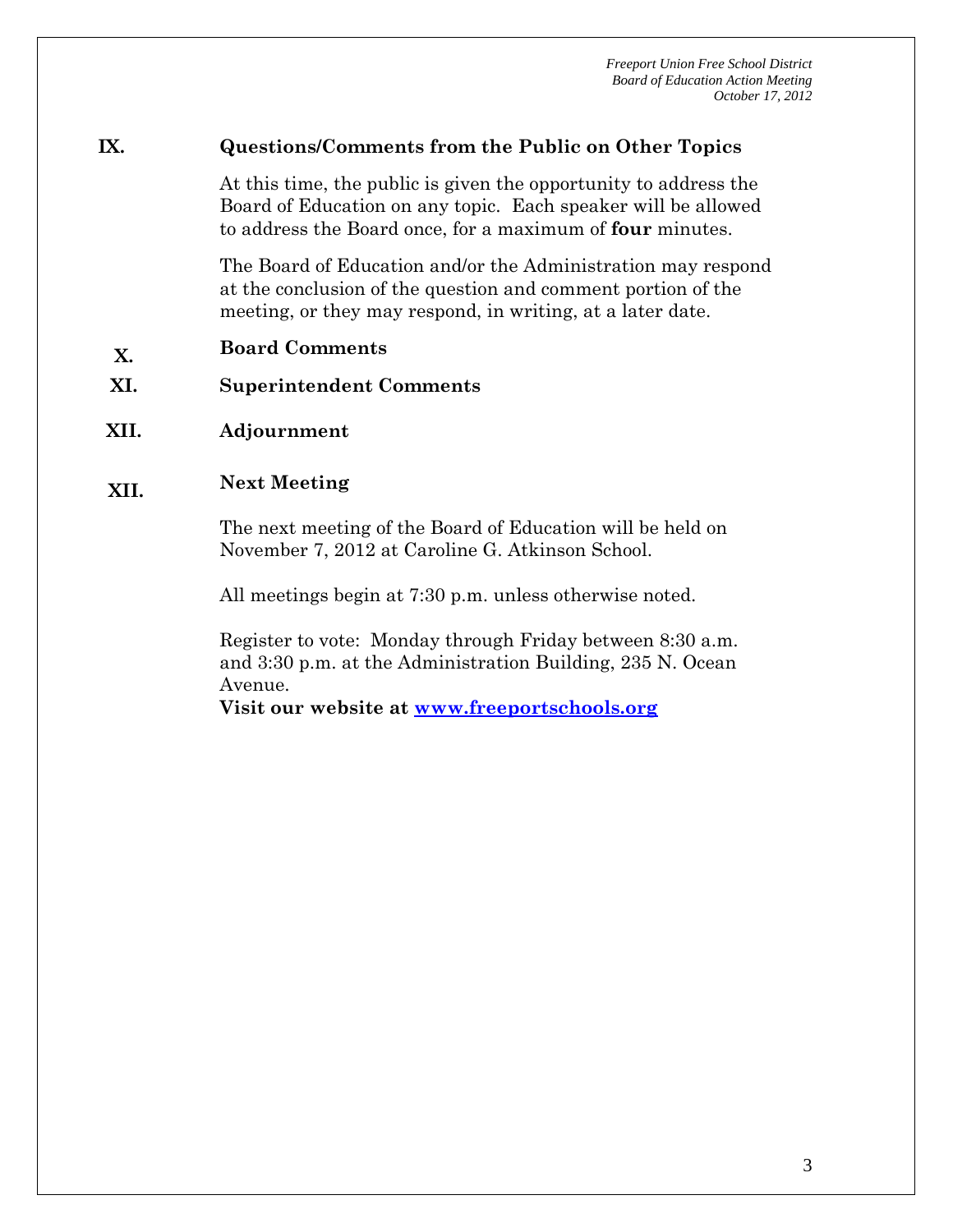## IX. Questions/Comments from the Public on Other Topics

At this time, the public is given the opportunity to address the Board of Education on any topic. Each speaker will be allowed to address the Board once, for a maximum of **four** minutes.

The Board of Education and/or the Administration may respond at the conclusion of the question and comment portion of the meeting, or they may respond, in writing, at a later date.

## X. Board Comments

## XI. Superintendent Comments

## XII. Adjournment

## XII. Next Meeting

The next meeting of the Board of Education will be held on November 7, 2012 at Caroline G. Atkinson School.

All meetings begin at 7:30 p.m. unless otherwise noted.

Register to vote: Monday through Friday between 8:30 a.m. and 3:30 p.m. at the Administration Building, 235 N. Ocean Avenue.

**Visit our website at [www.freeportschools.org](http://www.freeportschools.org)**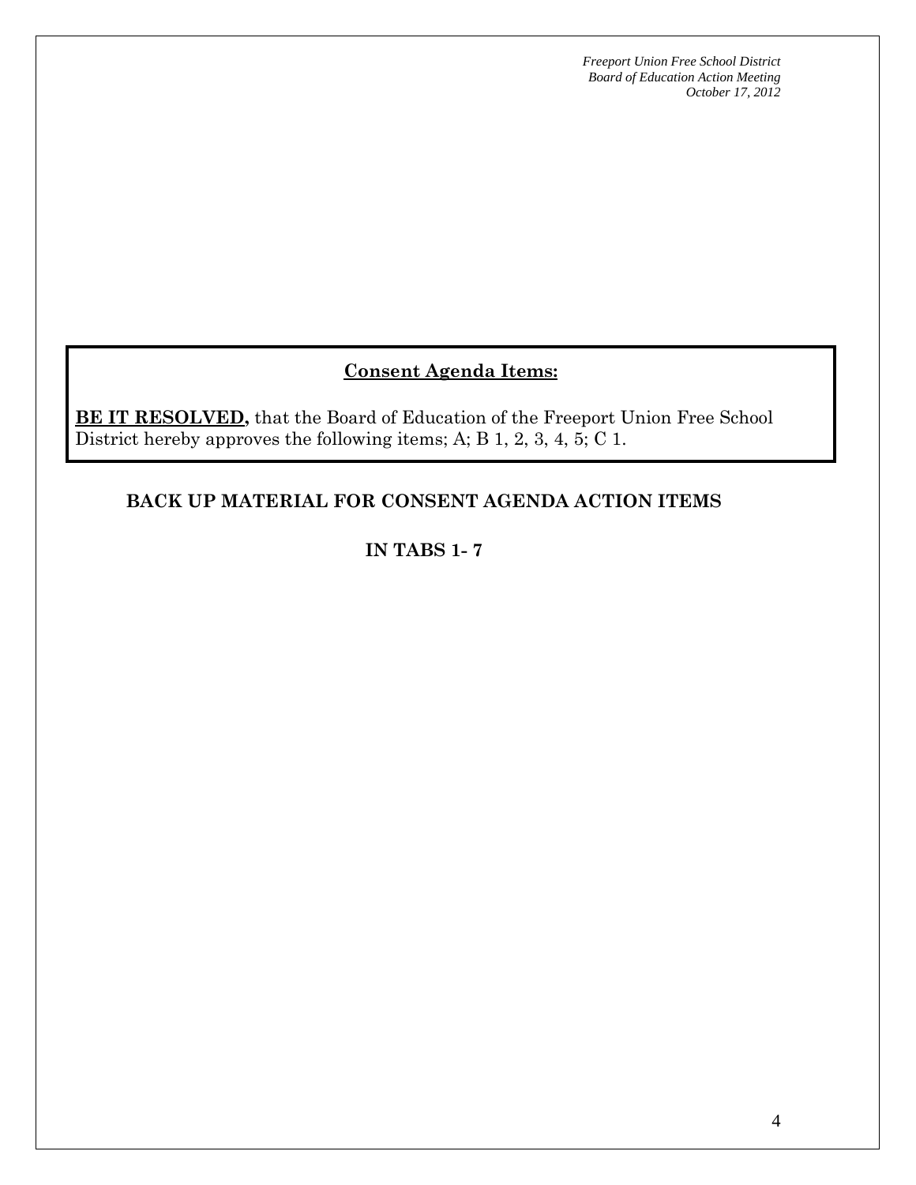## Consent Agenda Items:

**BE IT RESOLVED,** that the Board of Education of the Freeport Union Free School District hereby approves the following items; A; B 1, 2, 3, 4, 5; C 1.

### BACK UP MATERIAL FOR CONSENT AGENDA ACTION ITEMS

### IN TABS 1- 7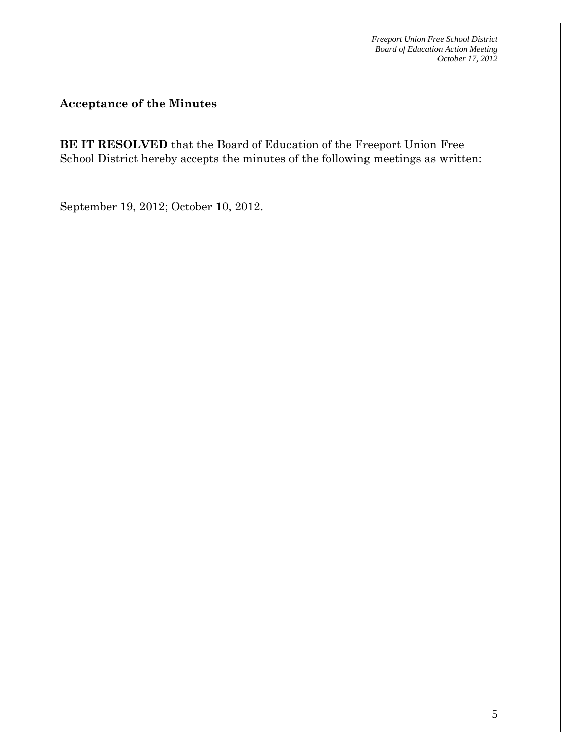## Acceptance of the Minutes

**BE IT RESOLVED** that the Board of Education of the Freeport Union Free School District hereby accepts the minutes of the following meetings as written:

September 19, 2012; October 10, 2012.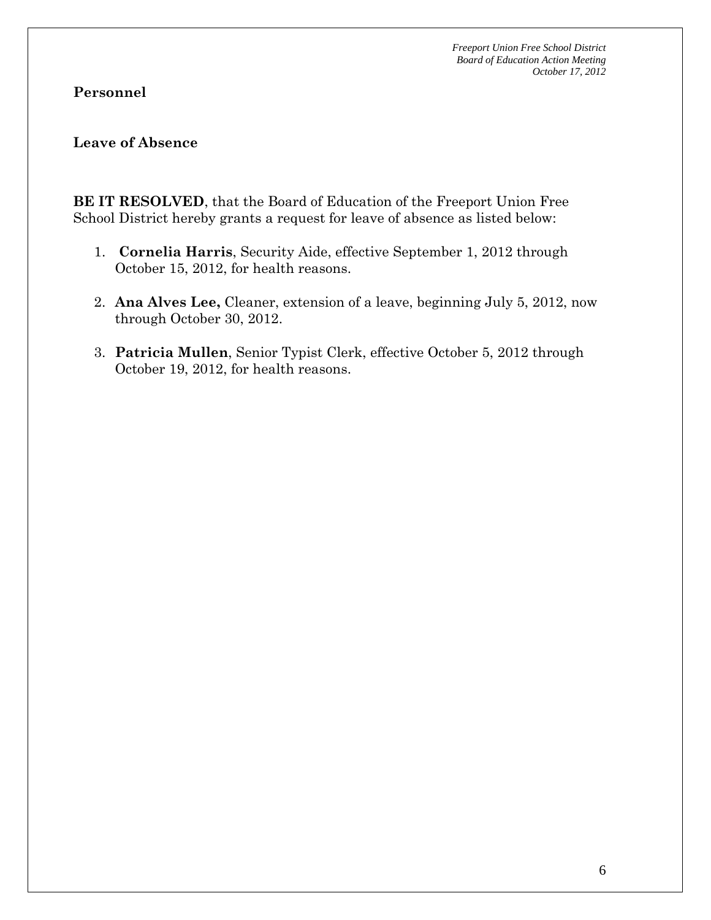**Personnel**

**Leave of Absence**

**BE IT RESOLVED**, that the Board of Education of the Freeport Union Free School District hereby grants a request for leave of absence as listed below:

1. **Cornelia Harris**, Security Aide, effective September 1, 2012 through October 15, 2012, for health reasons.
2. **Ana Alves Lee,** Cleaner, extension of a leave, beginning July 5, 2012, now through October 30, 2012.
3. **Patricia Mullen**, Senior Typist Clerk, effective October 5, 2012 through October 19, 2012, for health reasons.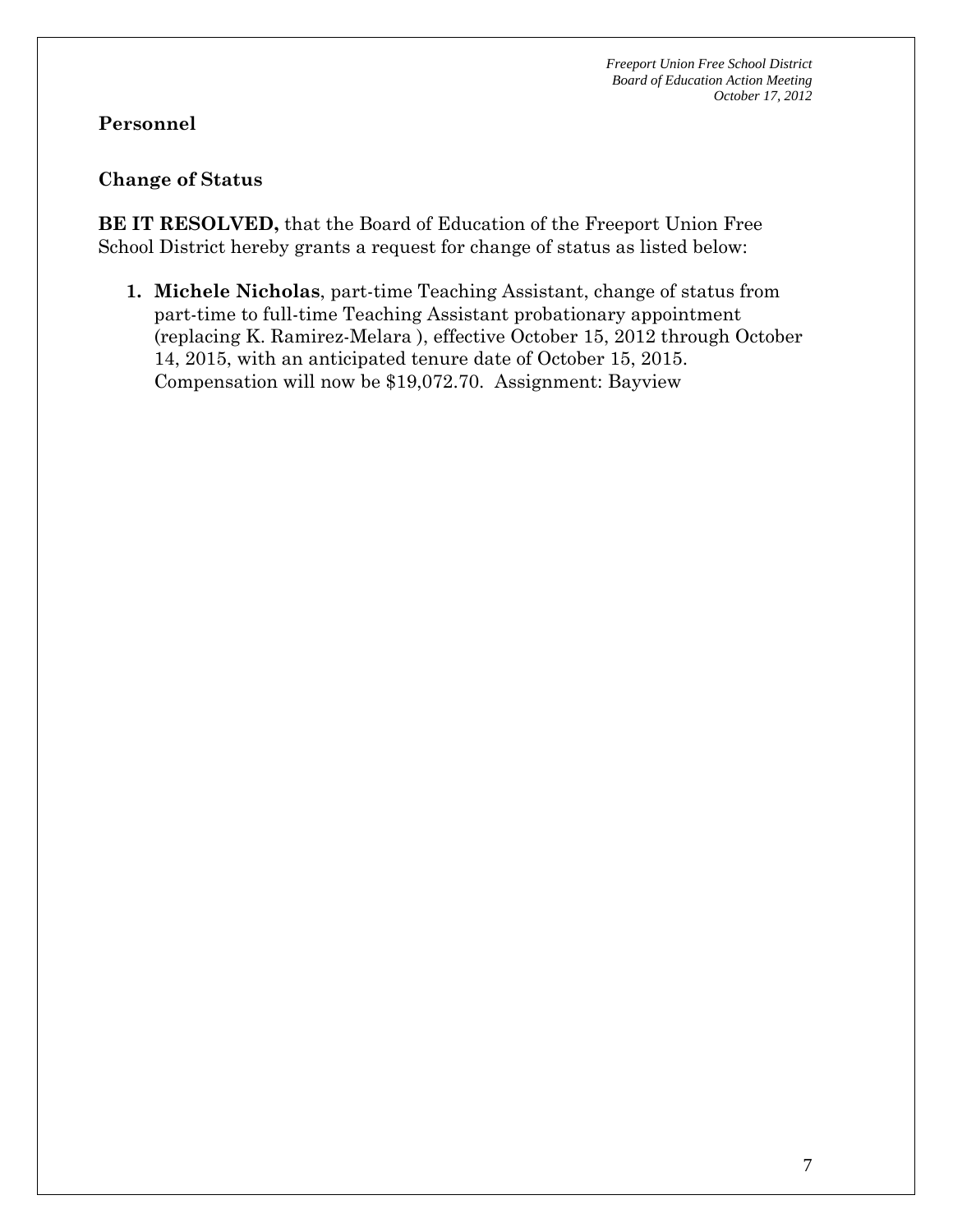## Personnel

### Change of Status

**BE IT RESOLVED,** that the Board of Education of the Freeport Union Free School District hereby grants a request for change of status as listed below:

1. **Michele Nicholas**, part-time Teaching Assistant, change of status from part-time to full-time Teaching Assistant probationary appointment (replacing K. Ramirez-Melara ), effective October 15, 2012 through October 14, 2015, with an anticipated tenure date of October 15, 2015. Compensation will now be $19,072.70. Assignment: Bayview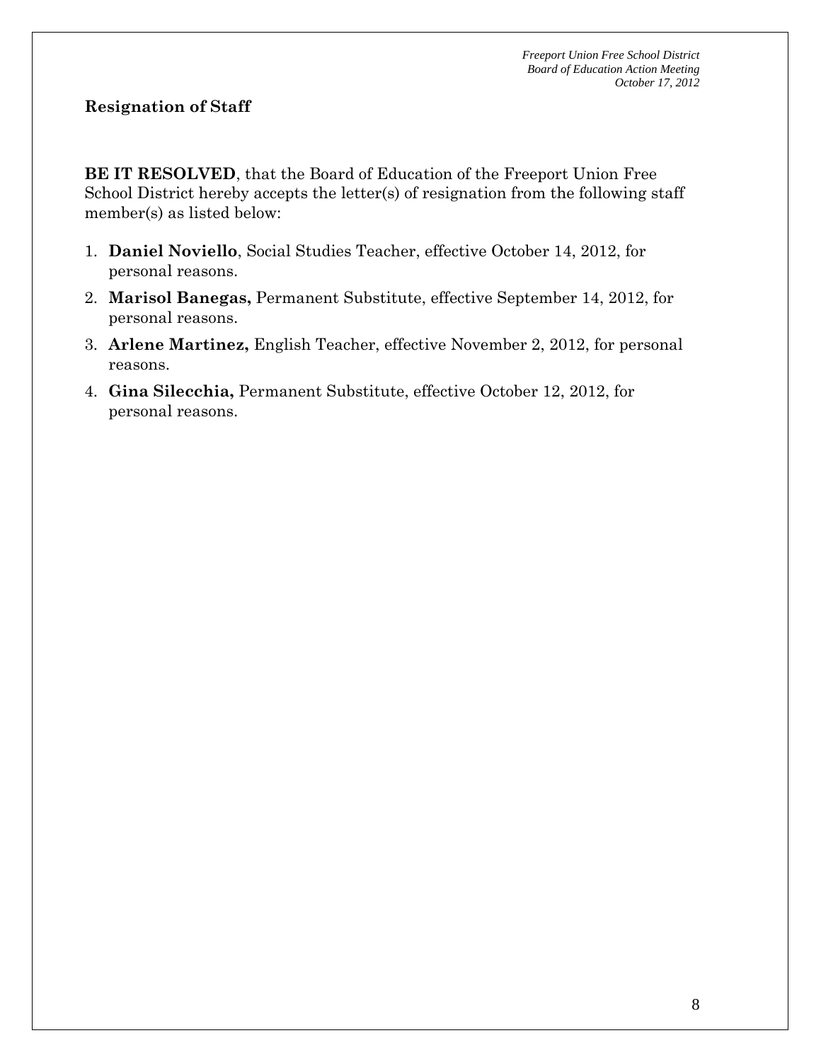## Resignation of Staff

**BE IT RESOLVED**, that the Board of Education of the Freeport Union Free School District hereby accepts the letter(s) of resignation from the following staff member(s) as listed below:

1. **Daniel Noviello**, Social Studies Teacher, effective October 14, 2012, for personal reasons.
2. **Marisol Banegas,** Permanent Substitute, effective September 14, 2012, for personal reasons.
3. **Arlene Martinez,** English Teacher, effective November 2, 2012, for personal reasons.
4. **Gina Silecchia,** Permanent Substitute, effective October 12, 2012, for personal reasons.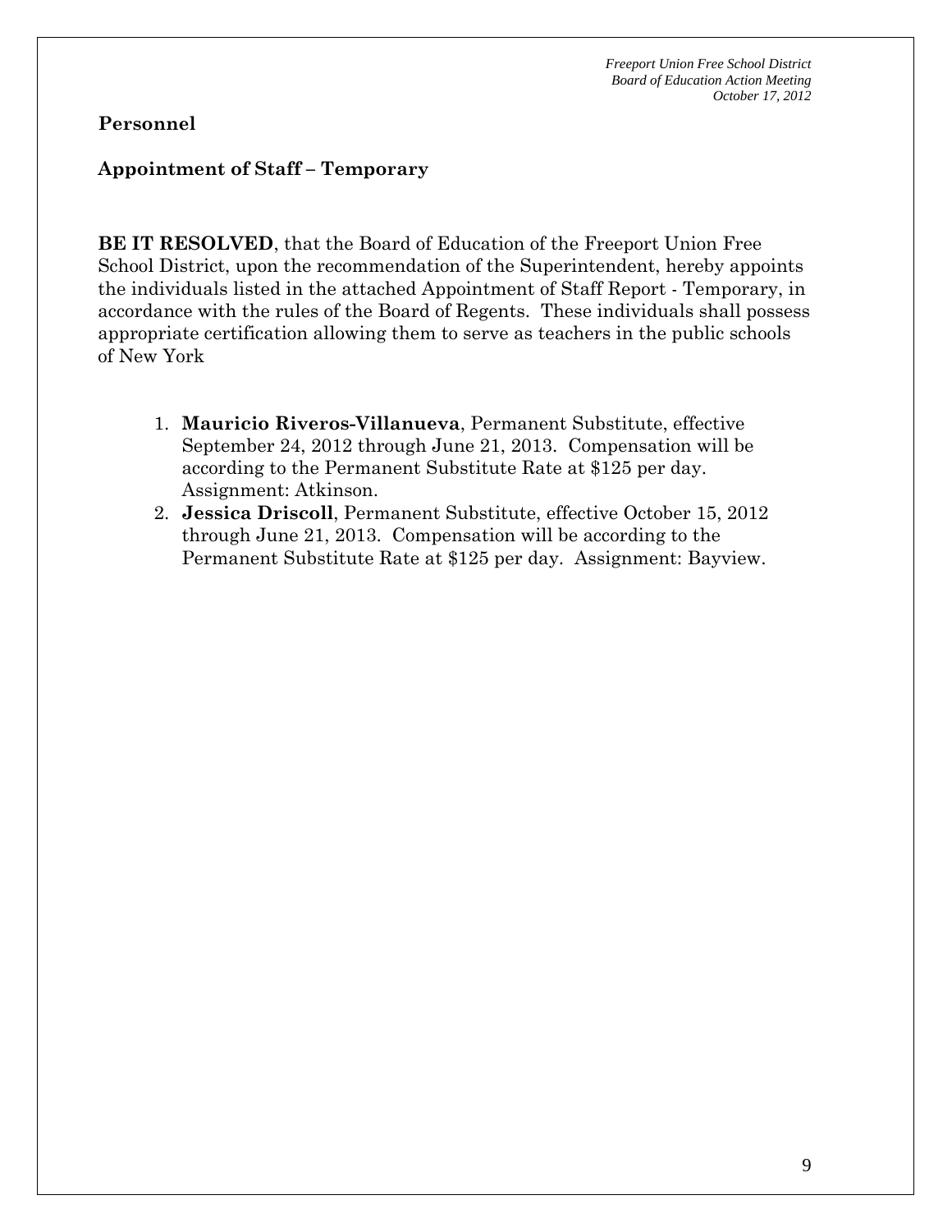**Personnel**

**Appointment of Staff – Temporary**

**BE IT RESOLVED**, that the Board of Education of the Freeport Union Free School District, upon the recommendation of the Superintendent, hereby appoints the individuals listed in the attached Appointment of Staff Report - Temporary, in accordance with the rules of the Board of Regents. These individuals shall possess appropriate certification allowing them to serve as teachers in the public schools of New York

1. **Mauricio Riveros-Villanueva**, Permanent Substitute, effective September 24, 2012 through June 21, 2013. Compensation will be according to the Permanent Substitute Rate at $125 per day. Assignment: Atkinson.
2. **Jessica Driscoll**, Permanent Substitute, effective October 15, 2012 through June 21, 2013. Compensation will be according to the Permanent Substitute Rate at $125 per day. Assignment: Bayview.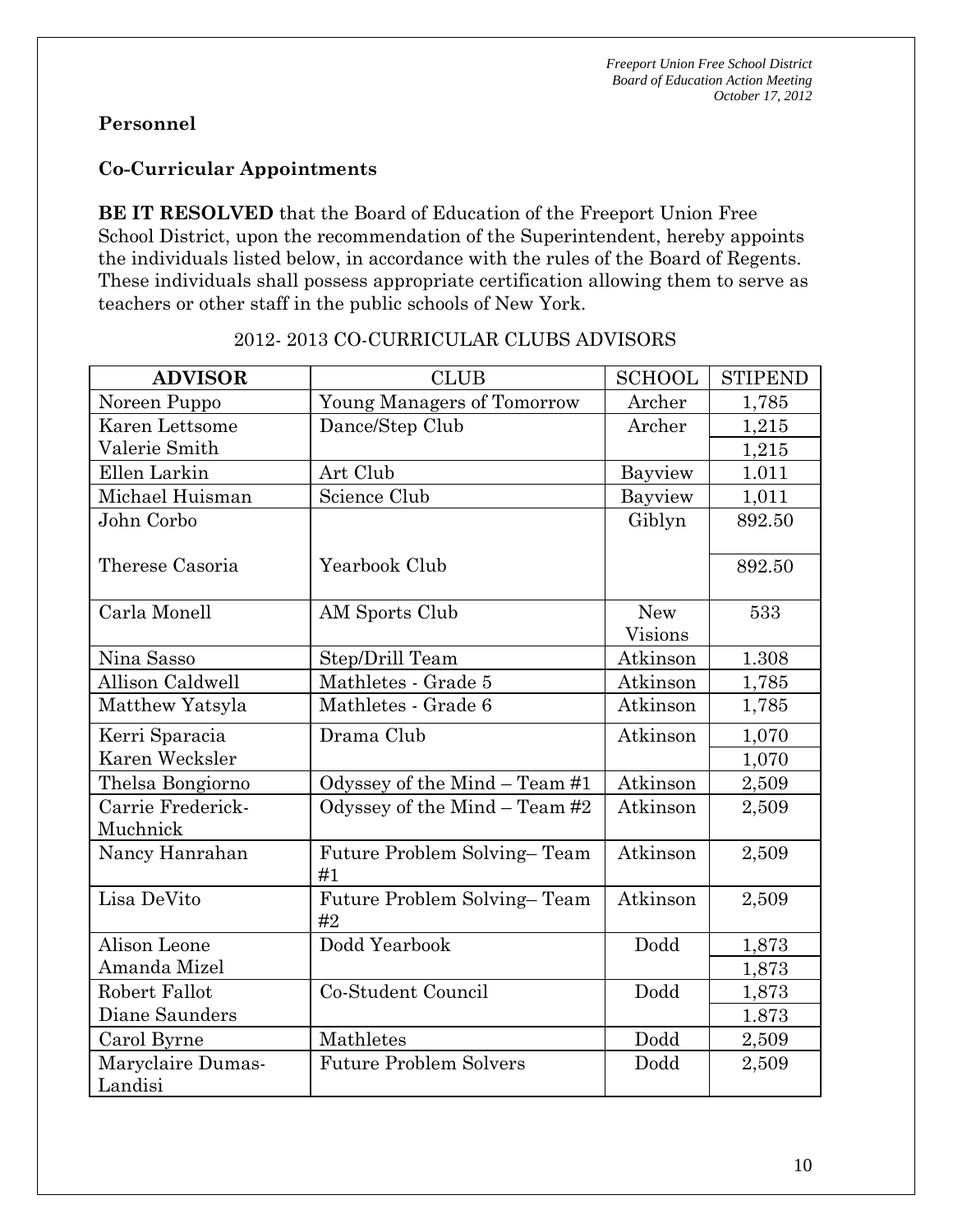**Personnel**

**Co-Curricular Appointments**

**BE IT RESOLVED** that the Board of Education of the Freeport Union Free School District, upon the recommendation of the Superintendent, hereby appoints the individuals listed below, in accordance with the rules of the Board of Regents. These individuals shall possess appropriate certification allowing them to serve as teachers or other staff in the public schools of New York.

2012- 2013 CO-CURRICULAR CLUBS ADVISORS

| ADVISOR | CLUB | SCHOOL | STIPEND |
|---|---|---|---|
| Noreen Puppo | Young Managers of Tomorrow | Archer | 1,785 |
| Karen Lettsome | Dance/Step Club | Archer | 1,215 |
| Valerie Smith | | | 1,215 |
| Ellen Larkin | Art Club | Bayview | 1.011 |
| Michael Huisman | Science Club | Bayview | 1,011 |
| John Corbo | | Giblyn | 892.50 |
| Therese Casoria | Yearbook Club | | 892.50 |
| Carla Monell | AM Sports Club | New Visions | 533 |
| Nina Sasso | Step/Drill Team | Atkinson | 1.308 |
| Allison Caldwell | Mathletes - Grade 5 | Atkinson | 1,785 |
| Matthew Yatsyla | Mathletes - Grade 6 | Atkinson | 1,785 |
| Kerri Sparacia | Drama Club | Atkinson | 1,070 |
| Karen Wecksler | | | 1,070 |
| Thelsa Bongiorno | Odyssey of the Mind – Team #1 | Atkinson | 2,509 |
| Carrie Frederick-Muchnick | Odyssey of the Mind – Team #2 | Atkinson | 2,509 |
| Nancy Hanrahan | Future Problem Solving– Team #1 | Atkinson | 2,509 |
| Lisa DeVito | Future Problem Solving– Team #2 | Atkinson | 2,509 |
| Alison Leone | Dodd Yearbook | Dodd | 1,873 |
| Amanda Mizel | | | 1,873 |
| Robert Fallot | Co-Student Council | Dodd | 1,873 |
| Diane Saunders | | | 1.873 |
| Carol Byrne | Mathletes | Dodd | 2,509 |
| Maryclaire Dumas-Landisi | Future Problem Solvers | Dodd | 2,509 |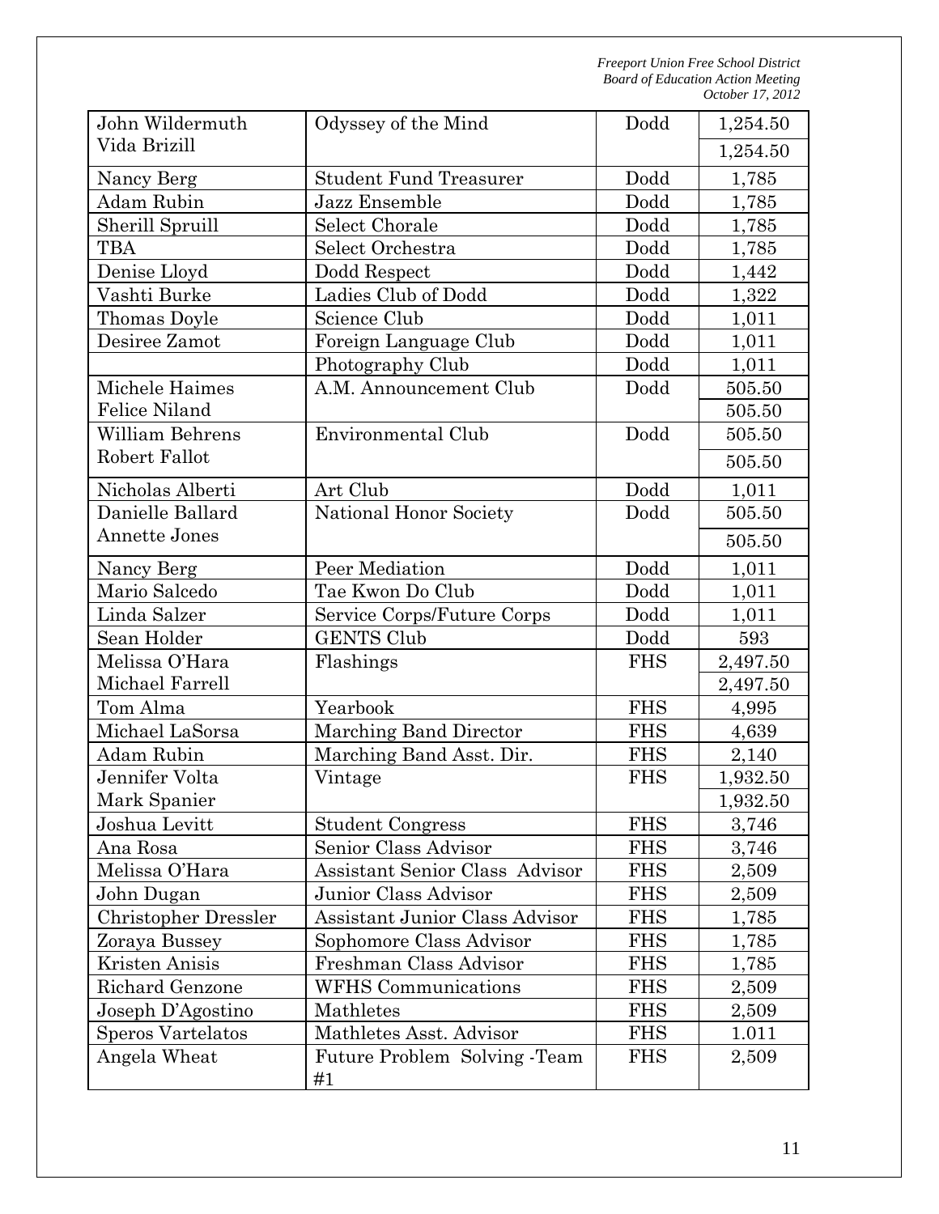| | | | |
|---|---|---|---|
| John Wildermuth | Odyssey of the Mind | Dodd | 1,254.50 |
| Vida Brizill | | | 1,254.50 |
| Nancy Berg | Student Fund Treasurer | Dodd | 1,785 |
| Adam Rubin | Jazz Ensemble | Dodd | 1,785 |
| Sherill Spruill | Select Chorale | Dodd | 1,785 |
| TBA | Select Orchestra | Dodd | 1,785 |
| Denise Lloyd | Dodd Respect | Dodd | 1,442 |
| Vashti Burke | Ladies Club of Dodd | Dodd | 1,322 |
| Thomas Doyle | Science Club | Dodd | 1,011 |
| Desiree Zamot | Foreign Language Club | Dodd | 1,011 |
| | Photography Club | Dodd | 1,011 |
| Michele Haimes | A.M. Announcement Club | Dodd | 505.50 |
| Felice Niland | | | 505.50 |
| William Behrens | Environmental Club | Dodd | 505.50 |
| Robert Fallot | | | 505.50 |
| Nicholas Alberti | Art Club | Dodd | 1,011 |
| Danielle Ballard | National Honor Society | Dodd | 505.50 |
| Annette Jones | | | 505.50 |
| Nancy Berg | Peer Mediation | Dodd | 1,011 |
| Mario Salcedo | Tae Kwon Do Club | Dodd | 1,011 |
| Linda Salzer | Service Corps/Future Corps | Dodd | 1,011 |
| Sean Holder | GENTS Club | Dodd | 593 |
| Melissa O'Hara | Flashings | FHS | 2,497.50 |
| Michael Farrell | | | 2,497.50 |
| Tom Alma | Yearbook | FHS | 4,995 |
| Michael LaSorsa | Marching Band Director | FHS | 4,639 |
| Adam Rubin | Marching Band Asst. Dir. | FHS | 2,140 |
| Jennifer Volta | Vintage | FHS | 1,932.50 |
| Mark Spanier | | | 1,932.50 |
| Joshua Levitt | Student Congress | FHS | 3,746 |
| Ana Rosa | Senior Class Advisor | FHS | 3,746 |
| Melissa O'Hara | Assistant Senior Class Advisor | FHS | 2,509 |
| John Dugan | Junior Class Advisor | FHS | 2,509 |
| Christopher Dressler | Assistant Junior Class Advisor | FHS | 1,785 |
| Zoraya Bussey | Sophomore Class Advisor | FHS | 1,785 |
| Kristen Anisis | Freshman Class Advisor | FHS | 1,785 |
| Richard Genzone | WFHS Communications | FHS | 2,509 |
| Joseph D'Agostino | Mathletes | FHS | 2,509 |
| Speros Vartelatos | Mathletes Asst. Advisor | FHS | 1.011 |
| Angela Wheat | Future Problem Solving -Team #1 | FHS | 2,509 |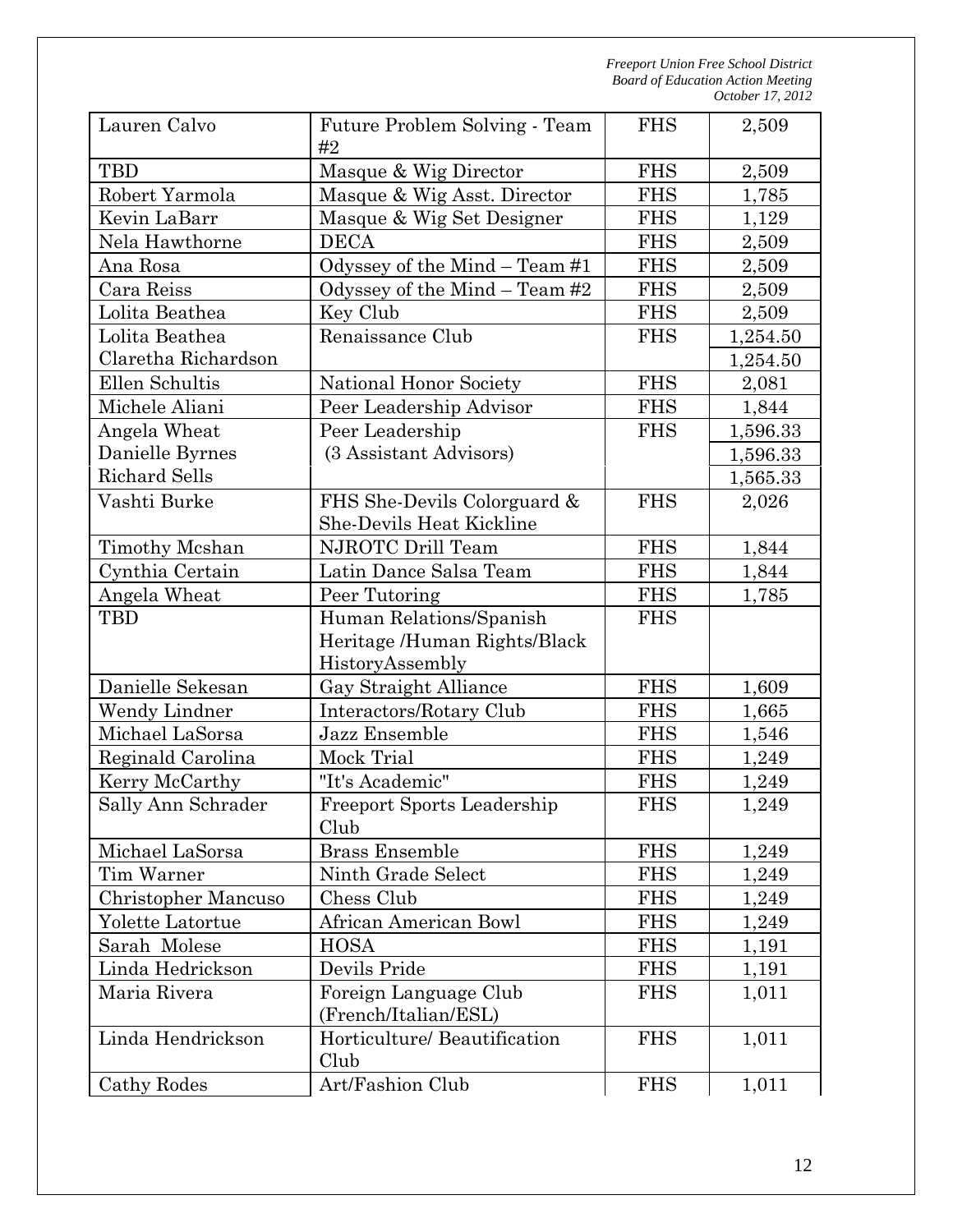| Lauren Calvo | Future Problem Solving - Team #2 | FHS | 2,509 |
|---|---|---|---|
| TBD | Masque & Wig Director | FHS | 2,509 |
| Robert Yarmola | Masque & Wig Asst. Director | FHS | 1,785 |
| Kevin LaBarr | Masque & Wig Set Designer | FHS | 1,129 |
| Nela Hawthorne | DECA | FHS | 2,509 |
| Ana Rosa | Odyssey of the Mind – Team #1 | FHS | 2,509 |
| Cara Reiss | Odyssey of the Mind – Team #2 | FHS | 2,509 |
| Lolita Beathea | Key Club | FHS | 2,509 |
| Lolita Beathea | Renaissance Club | FHS | 1,254.50 |
| Claretha Richardson | | | 1,254.50 |
| Ellen Schultis | National Honor Society | FHS | 2,081 |
| Michele Aliani | Peer Leadership Advisor | FHS | 1,844 |
| Angela Wheat | Peer Leadership | FHS | 1,596.33 |
| Danielle Byrnes | (3 Assistant Advisors) | | 1,596.33 |
| Richard Sells | | | 1,565.33 |
| Vashti Burke | FHS She-Devils Colorguard & She-Devils Heat Kickline | FHS | 2,026 |
| Timothy Mcshan | NJROTC Drill Team | FHS | 1,844 |
| Cynthia Certain | Latin Dance Salsa Team | FHS | 1,844 |
| Angela Wheat | Peer Tutoring | FHS | 1,785 |
| TBD | Human Relations/Spanish Heritage /Human Rights/Black HistoryAssembly | FHS | |
| Danielle Sekesan | Gay Straight Alliance | FHS | 1,609 |
| Wendy Lindner | Interactors/Rotary Club | FHS | 1,665 |
| Michael LaSorsa | Jazz Ensemble | FHS | 1,546 |
| Reginald Carolina | Mock Trial | FHS | 1,249 |
| Kerry McCarthy | "It's Academic" | FHS | 1,249 |
| Sally Ann Schrader | Freeport Sports Leadership Club | FHS | 1,249 |
| Michael LaSorsa | Brass Ensemble | FHS | 1,249 |
| Tim Warner | Ninth Grade Select | FHS | 1,249 |
| Christopher Mancuso | Chess Club | FHS | 1,249 |
| Yolette Latortue | African American Bowl | FHS | 1,249 |
| Sarah Molese | HOSA | FHS | 1,191 |
| Linda Hedrickson | Devils Pride | FHS | 1,191 |
| Maria Rivera | Foreign Language Club (French/Italian/ESL) | FHS | 1,011 |
| Linda Hendrickson | Horticulture/ Beautification Club | FHS | 1,011 |
| Cathy Rodes | Art/Fashion Club | FHS | 1,011 |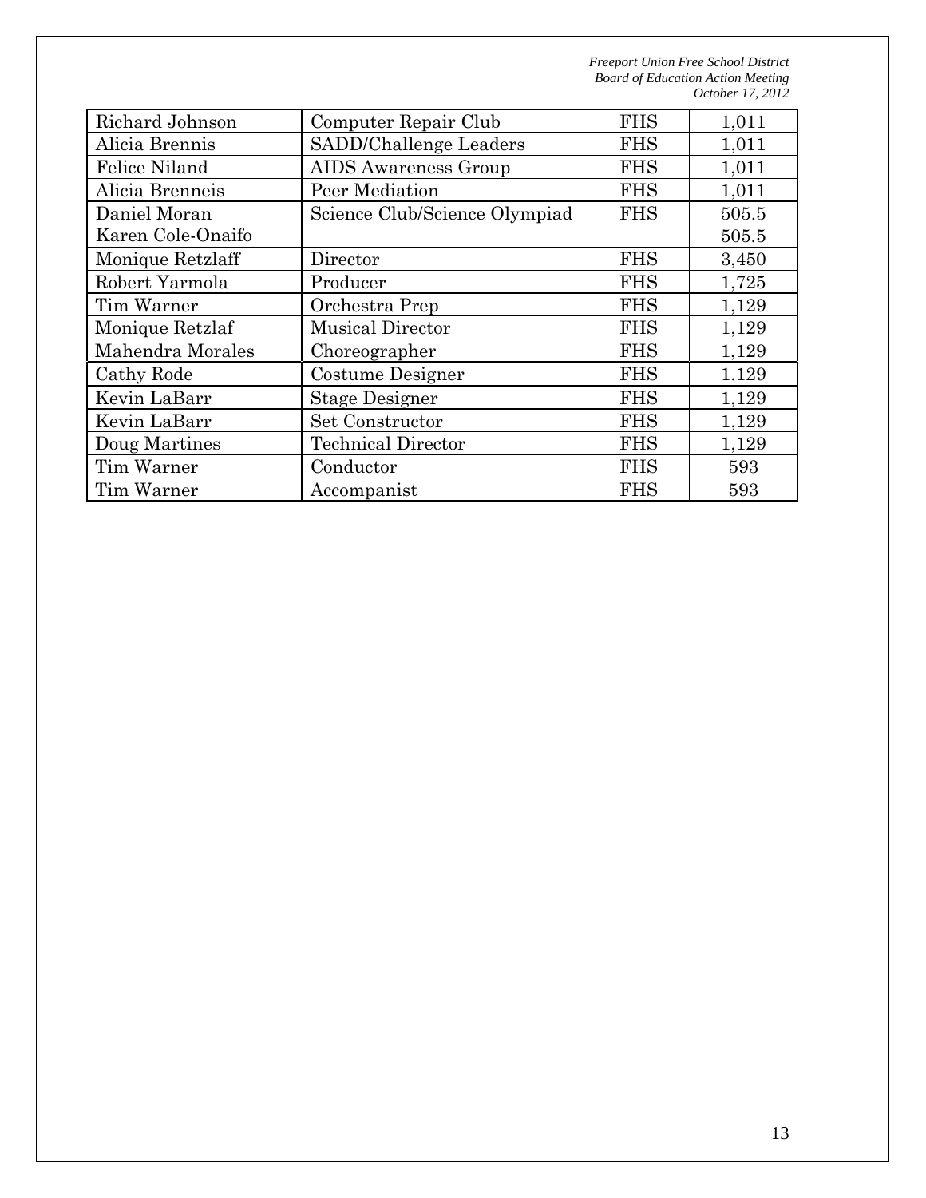| Richard Johnson | Computer Repair Club | FHS | 1,011 |
|---|---|---|---|
| Alicia Brennis | SADD/Challenge Leaders | FHS | 1,011 |
| Felice Niland | AIDS Awareness Group | FHS | 1,011 |
| Alicia Brenneis | Peer Mediation | FHS | 1,011 |
| Daniel Moran | Science Club/Science Olympiad | FHS | 505.5 |
| Karen Cole-Onaifo | | | 505.5 |
| Monique Retzlaff | Director | FHS | 3,450 |
| Robert Yarmola | Producer | FHS | 1,725 |
| Tim Warner | Orchestra Prep | FHS | 1,129 |
| Monique Retzlaf | Musical Director | FHS | 1,129 |
| Mahendra Morales | Choreographer | FHS | 1,129 |
| Cathy Rode | Costume Designer | FHS | 1.129 |
| Kevin LaBarr | Stage Designer | FHS | 1,129 |
| Kevin LaBarr | Set Constructor | FHS | 1,129 |
| Doug Martines | Technical Director | FHS | 1,129 |
| Tim Warner | Conductor | FHS | 593 |
| Tim Warner | Accompanist | FHS | 593 |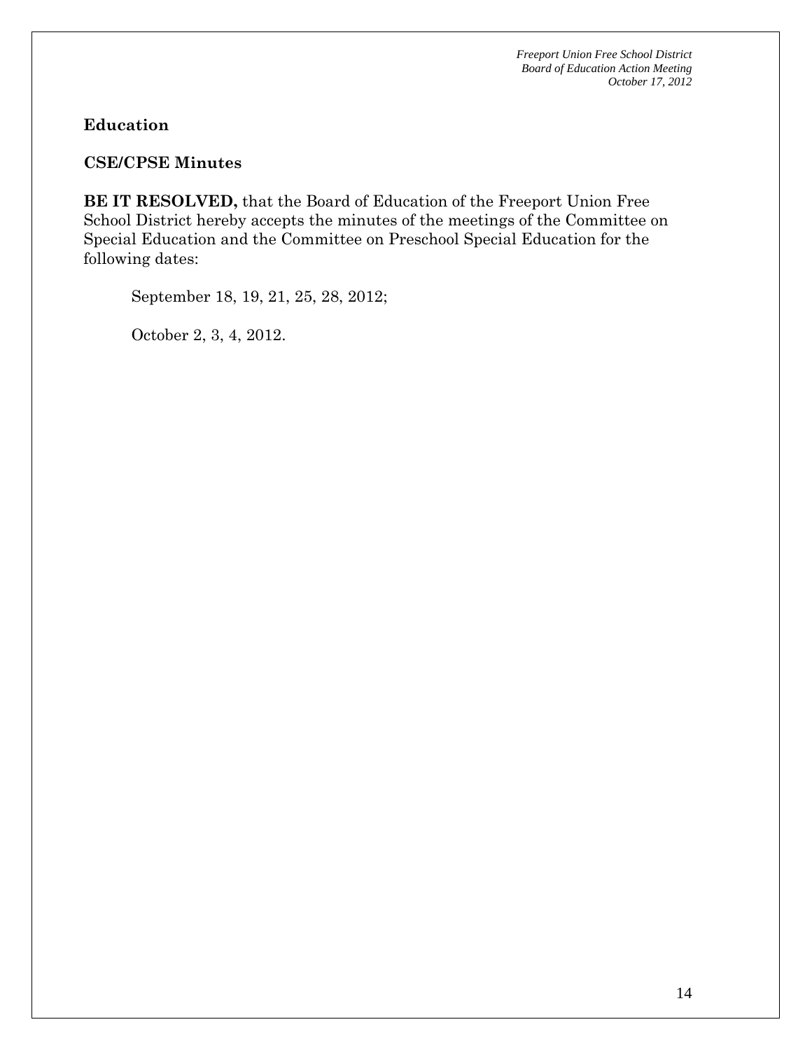**Education**

**CSE/CPSE Minutes**

**BE IT RESOLVED,** that the Board of Education of the Freeport Union Free School District hereby accepts the minutes of the meetings of the Committee on Special Education and the Committee on Preschool Special Education for the following dates:

September 18, 19, 21, 25, 28, 2012;

October 2, 3, 4, 2012.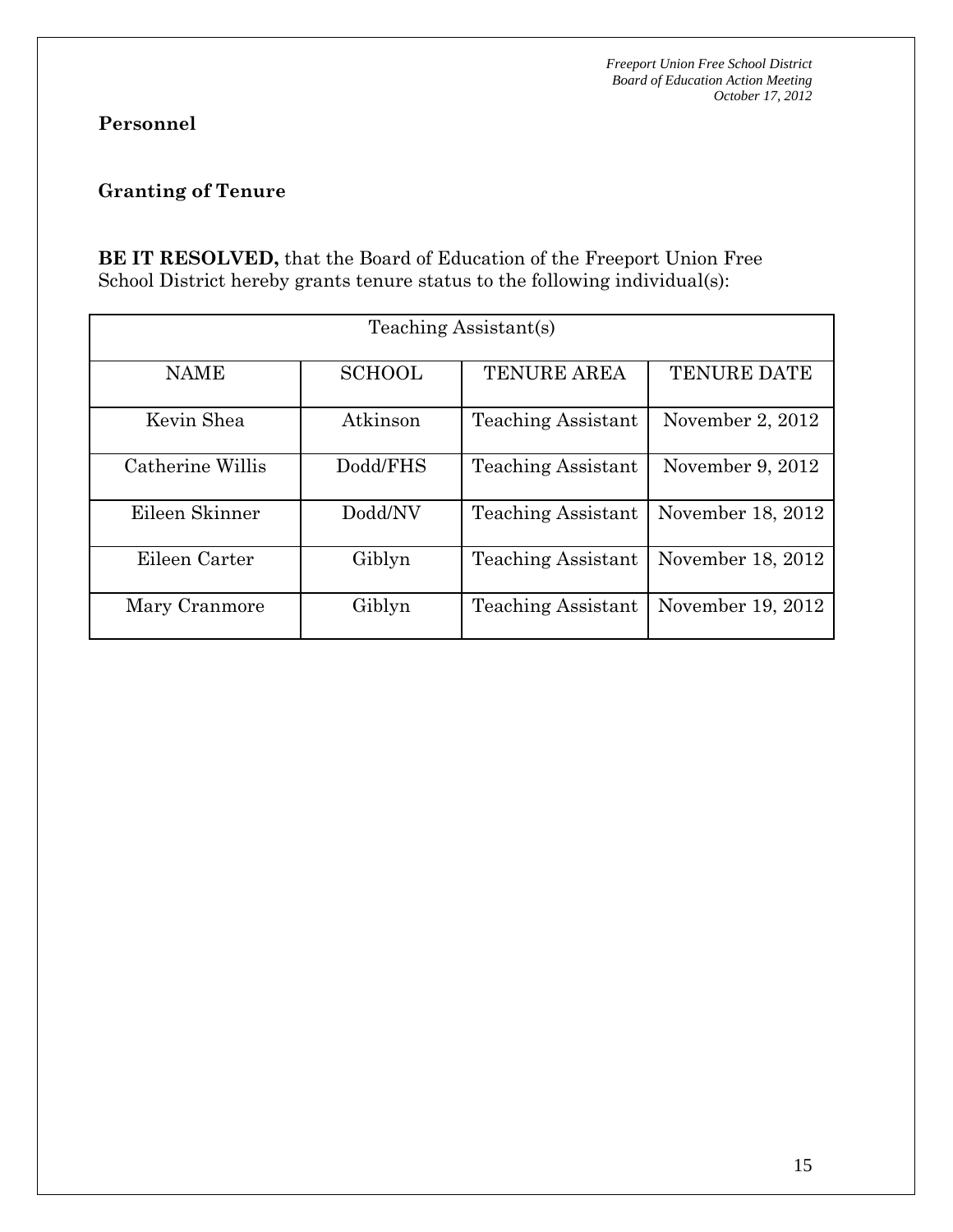**Personnel**

**Granting of Tenure**

**BE IT RESOLVED,** that the Board of Education of the Freeport Union Free School District hereby grants tenure status to the following individual(s):

| Teaching Assistant(s) | | | |
|---|---|---|---|
| NAME | SCHOOL | TENURE AREA | TENURE DATE |
| Kevin Shea | Atkinson | Teaching Assistant | November 2, 2012 |
| Catherine Willis | Dodd/FHS | Teaching Assistant | November 9, 2012 |
| Eileen Skinner | Dodd/NV | Teaching Assistant | November 18, 2012 |
| Eileen Carter | Giblyn | Teaching Assistant | November 18, 2012 |
| Mary Cranmore | Giblyn | Teaching Assistant | November 19, 2012 |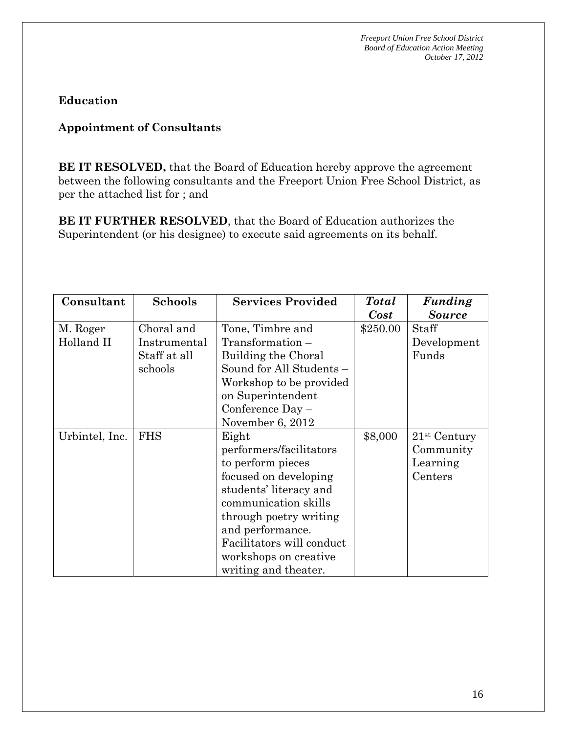## Education

### Appointment of Consultants

**BE IT RESOLVED,** that the Board of Education hereby approve the agreement between the following consultants and the Freeport Union Free School District, as per the attached list for ; and

**BE IT FURTHER RESOLVED**, that the Board of Education authorizes the Superintendent (or his designee) to execute said agreements on its behalf.

| Consultant | Schools | Services Provided | *Total Cost* | *Funding Source* |
|---|---|---|---|---|
| M. Roger Holland II | Choral and Instrumental Staff at all schools | Tone, Timbre and Transformation – Building the Choral Sound for All Students – Workshop to be provided on Superintendent Conference Day – November 6, 2012 | $250.00 | Staff Development Funds |
| Urbintel, Inc. | FHS | Eight performers/facilitators to perform pieces focused on developing students' literacy and communication skills through poetry writing and performance. Facilitators will conduct workshops on creative writing and theater. | $8,000 | 21st Century Community Learning Centers |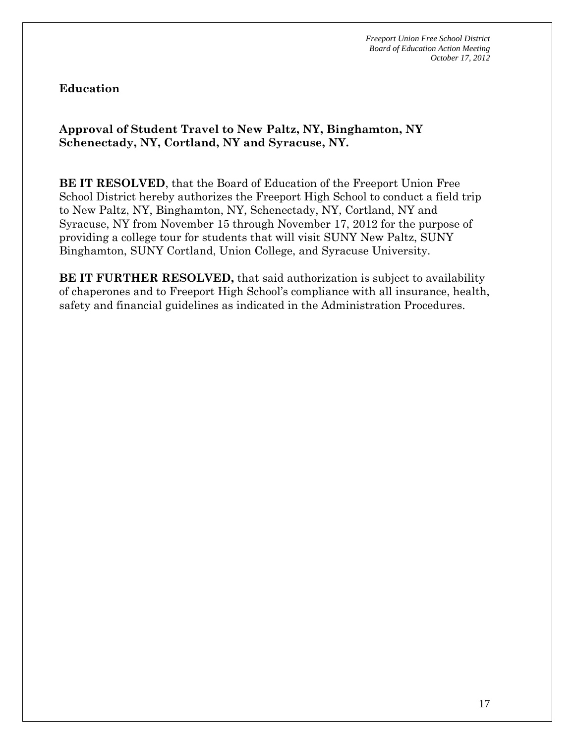## Education

### Approval of Student Travel to New Paltz, NY, Binghamton, NY Schenectady, NY, Cortland, NY and Syracuse, NY.

**BE IT RESOLVED**, that the Board of Education of the Freeport Union Free School District hereby authorizes the Freeport High School to conduct a field trip to New Paltz, NY, Binghamton, NY, Schenectady, NY, Cortland, NY and Syracuse, NY from November 15 through November 17, 2012 for the purpose of providing a college tour for students that will visit SUNY New Paltz, SUNY Binghamton, SUNY Cortland, Union College, and Syracuse University.

**BE IT FURTHER RESOLVED,** that said authorization is subject to availability of chaperones and to Freeport High School's compliance with all insurance, health, safety and financial guidelines as indicated in the Administration Procedures.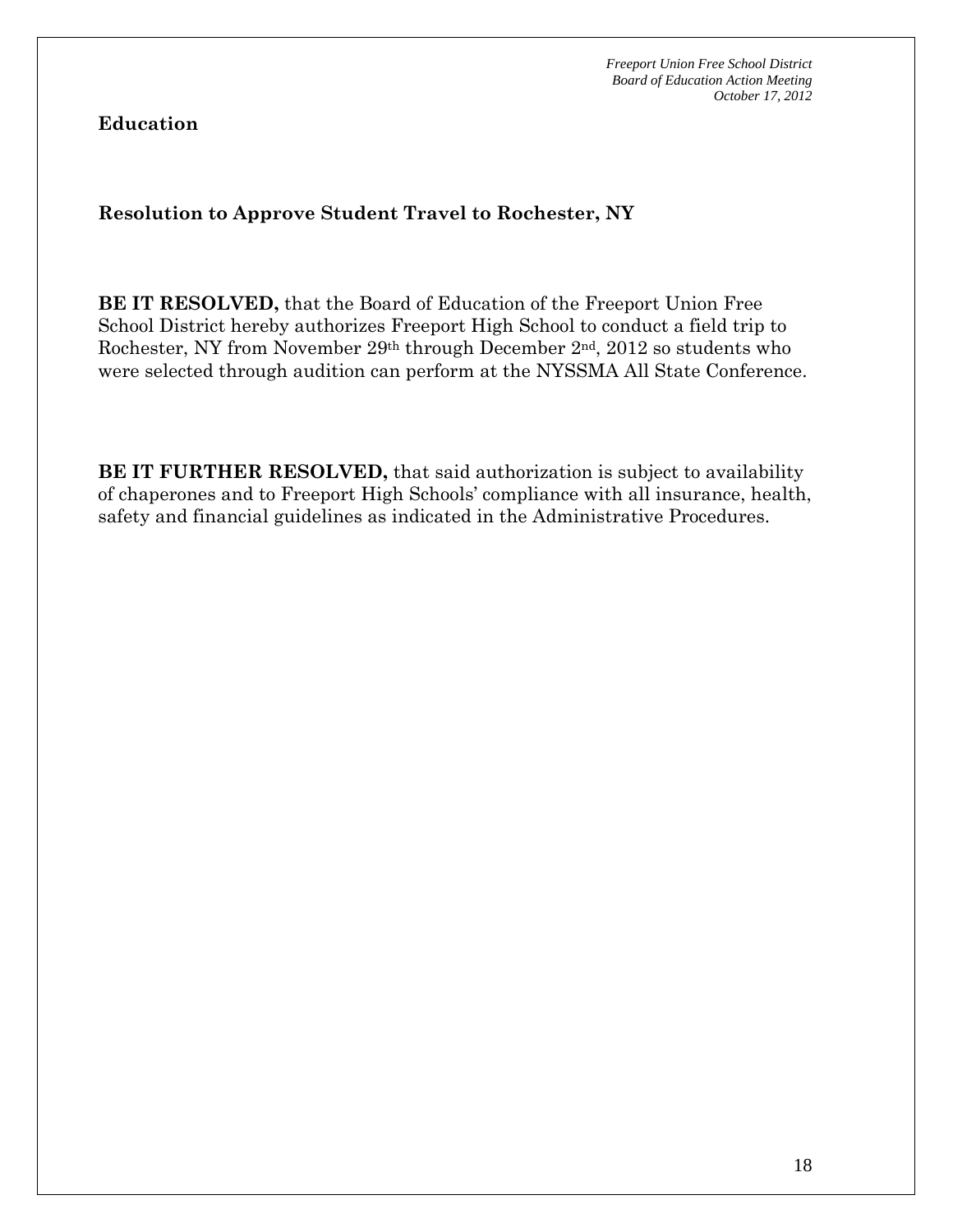## Education

### Resolution to Approve Student Travel to Rochester, NY

**BE IT RESOLVED,** that the Board of Education of the Freeport Union Free School District hereby authorizes Freeport High School to conduct a field trip to Rochester, NY from November 29th through December 2nd, 2012 so students who were selected through audition can perform at the NYSSMA All State Conference.

**BE IT FURTHER RESOLVED,** that said authorization is subject to availability of chaperones and to Freeport High Schools' compliance with all insurance, health, safety and financial guidelines as indicated in the Administrative Procedures.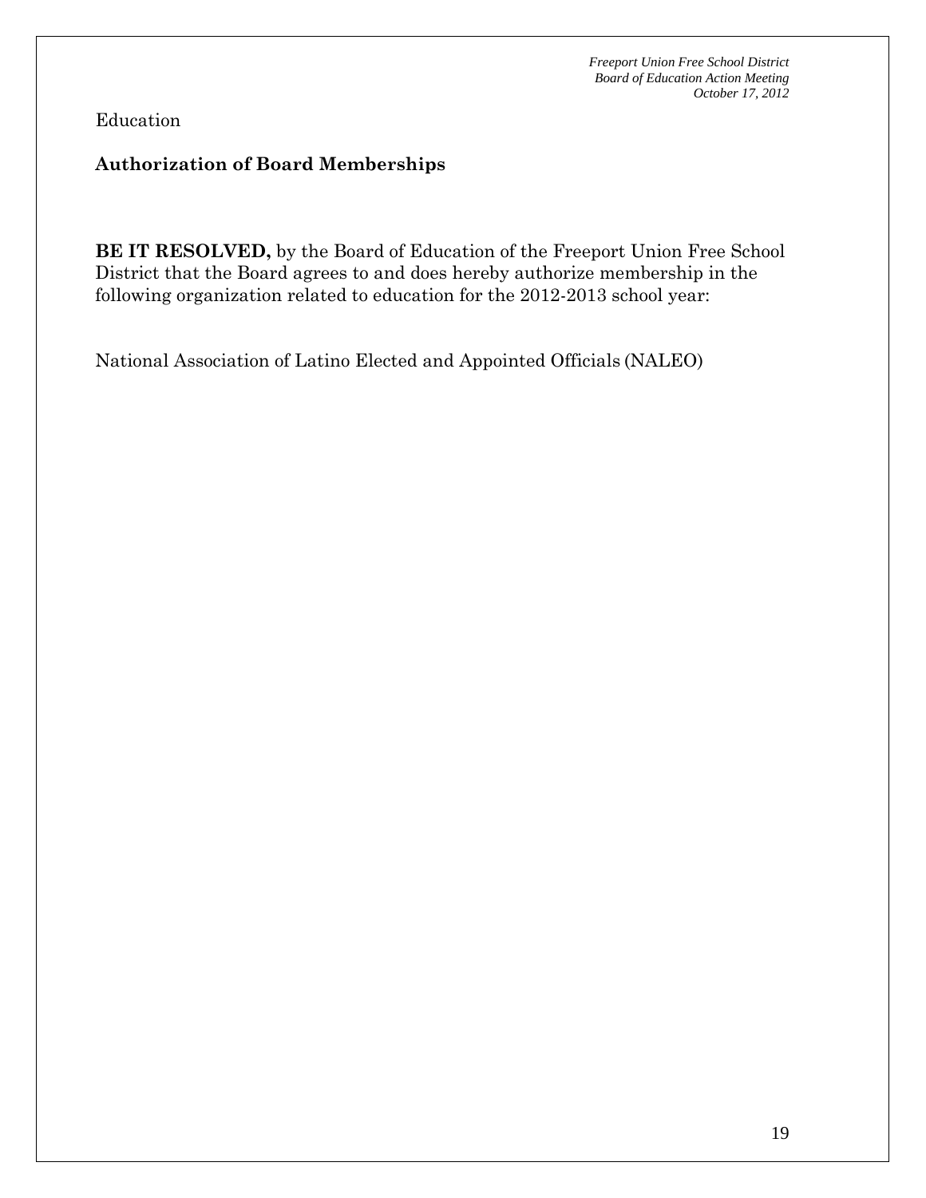Education

## Authorization of Board Memberships

**BE IT RESOLVED,** by the Board of Education of the Freeport Union Free School District that the Board agrees to and does hereby authorize membership in the following organization related to education for the 2012-2013 school year:

National Association of Latino Elected and Appointed Officials (NALEO)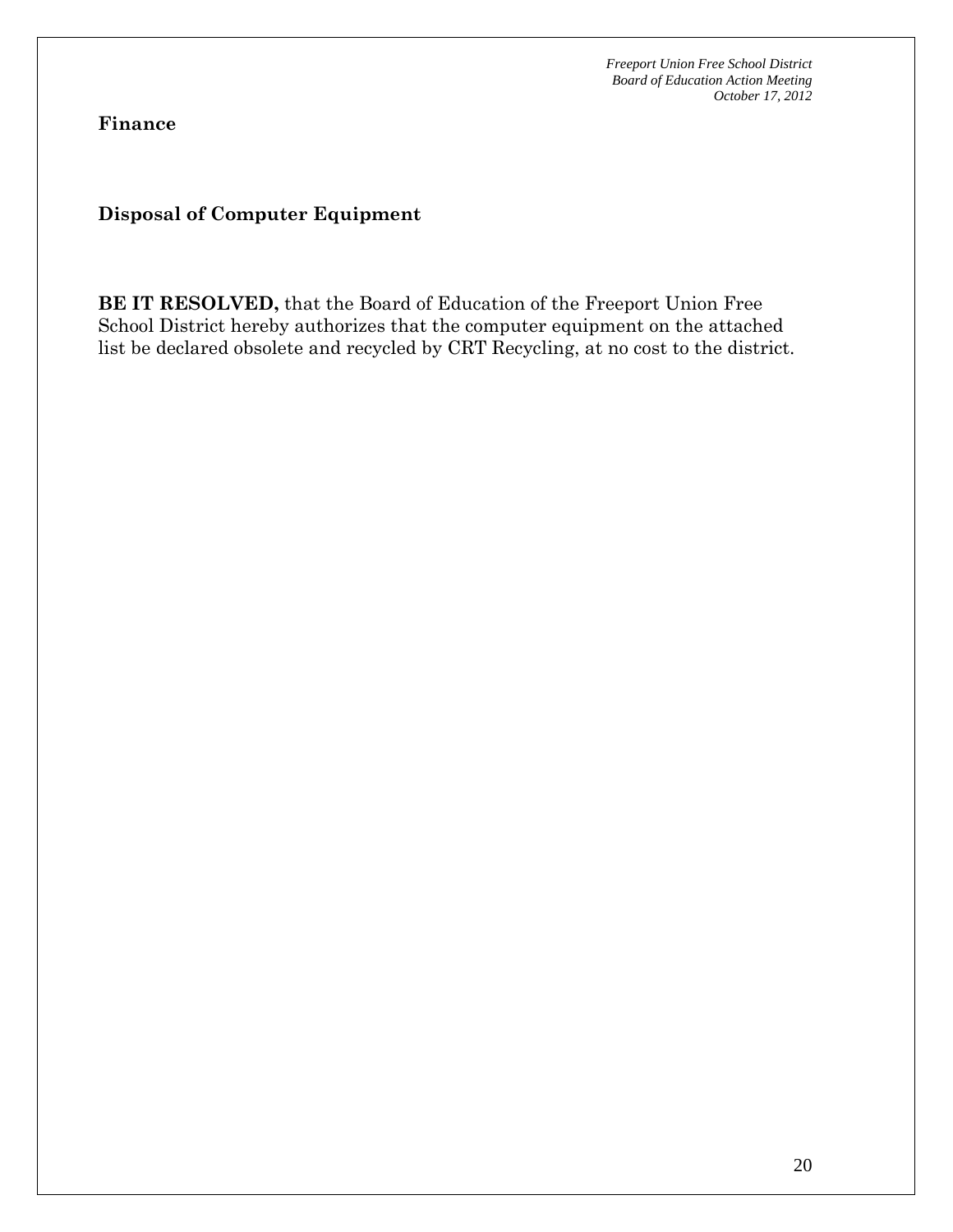**Finance**

**Disposal of Computer Equipment**

**BE IT RESOLVED,** that the Board of Education of the Freeport Union Free School District hereby authorizes that the computer equipment on the attached list be declared obsolete and recycled by CRT Recycling, at no cost to the district.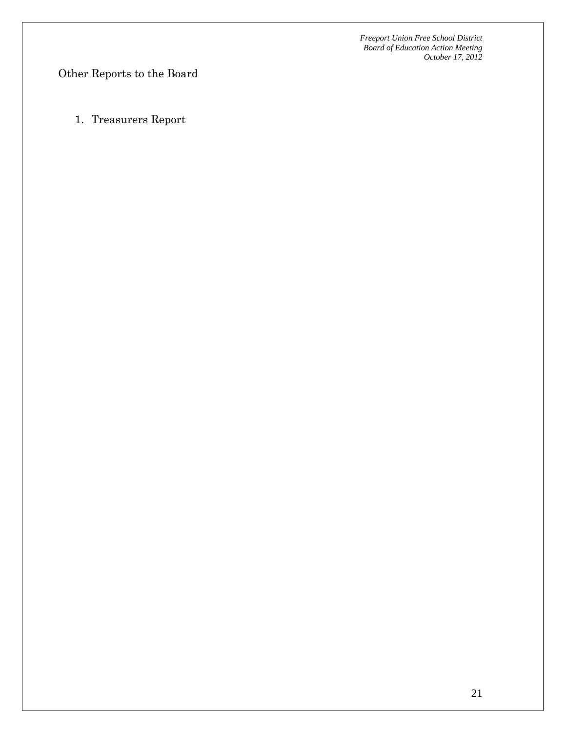Other Reports to the Board

1. Treasurers Report